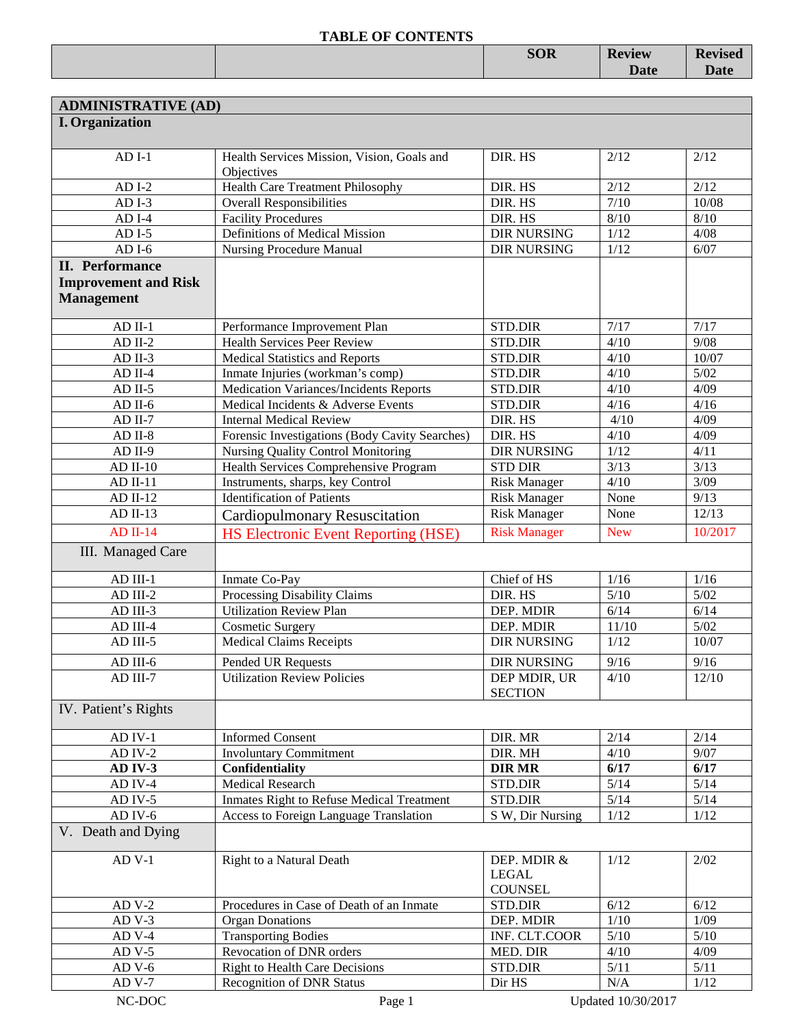# TABLE OF CONTENTS

| | | SOR | Review Date | Revised Date |
|---|---|---|---|---|
| **ADMINISTRATIVE (AD)** | | | | |
| **I. Organization** | | | | |
| AD I-1 | Health Services Mission, Vision, Goals and Objectives | DIR. HS | 2/12 | 2/12 |
| AD I-2 | Health Care Treatment Philosophy | DIR. HS | 2/12 | 2/12 |
| AD I-3 | Overall Responsibilities | DIR. HS | 7/10 | 10/08 |
| AD I-4 | Facility Procedures | DIR. HS | 8/10 | 8/10 |
| AD I-5 | Definitions of Medical Mission | DIR NURSING | 1/12 | 4/08 |
| AD I-6 | Nursing Procedure Manual | DIR NURSING | 1/12 | 6/07 |
| **II. Performance Improvement and Risk Management** | | | | |
| AD II-1 | Performance Improvement Plan | STD.DIR | 7/17 | 7/17 |
| AD II-2 | Health Services Peer Review | STD.DIR | 4/10 | 9/08 |
| AD II-3 | Medical Statistics and Reports | STD.DIR | 4/10 | 10/07 |
| AD II-4 | Inmate Injuries (workman's comp) | STD.DIR | 4/10 | 5/02 |
| AD II-5 | Medication Variances/Incidents Reports | STD.DIR | 4/10 | 4/09 |
| AD II-6 | Medical Incidents & Adverse Events | STD.DIR | 4/16 | 4/16 |
| AD II-7 | Internal Medical Review | DIR. HS | 4/10 | 4/09 |
| AD II-8 | Forensic Investigations (Body Cavity Searches) | DIR. HS | 4/10 | 4/09 |
| AD II-9 | Nursing Quality Control Monitoring | DIR NURSING | 1/12 | 4/11 |
| AD II-10 | Health Services Comprehensive Program | STD DIR | 3/13 | 3/13 |
| AD II-11 | Instruments, sharps, key Control | Risk Manager | 4/10 | 3/09 |
| AD II-12 | Identification of Patients | Risk Manager | None | 9/13 |
| AD II-13 | Cardiopulmonary Resuscitation | Risk Manager | None | 12/13 |
| AD II-14 | HS Electronic Event Reporting (HSE) | Risk Manager | New | 10/2017 |
| III. Managed Care | | | | |
| AD III-1 | Inmate Co-Pay | Chief of HS | 1/16 | 1/16 |
| AD III-2 | Processing Disability Claims | DIR. HS | 5/10 | 5/02 |
| AD III-3 | Utilization Review Plan | DEP. MDIR | 6/14 | 6/14 |
| AD III-4 | Cosmetic Surgery | DEP. MDIR | 11/10 | 5/02 |
| AD III-5 | Medical Claims Receipts | DIR NURSING | 1/12 | 10/07 |
| AD III-6 | Pended UR Requests | DIR NURSING | 9/16 | 9/16 |
| AD III-7 | Utilization Review Policies | DEP MDIR, UR SECTION | 4/10 | 12/10 |
| IV. Patient's Rights | | | | |
| AD IV-1 | Informed Consent | DIR. MR | 2/14 | 2/14 |
| AD IV-2 | Involuntary Commitment | DIR. MH | 4/10 | 9/07 |
| **AD IV-3** | **Confidentiality** | **DIR MR** | **6/17** | **6/17** |
| AD IV-4 | Medical Research | STD.DIR | 5/14 | 5/14 |
| AD IV-5 | Inmates Right to Refuse Medical Treatment | STD.DIR | 5/14 | 5/14 |
| AD IV-6 | Access to Foreign Language Translation | S W, Dir Nursing | 1/12 | 1/12 |
| V. Death and Dying | | | | |
| AD V-1 | Right to a Natural Death | DEP. MDIR & LEGAL COUNSEL | 1/12 | 2/02 |
| AD V-2 | Procedures in Case of Death of an Inmate | STD.DIR | 6/12 | 6/12 |
| AD V-3 | Organ Donations | DEP. MDIR | 1/10 | 1/09 |
| AD V-4 | Transporting Bodies | INF. CLT.COOR | 5/10 | 5/10 |
| AD V-5 | Revocation of DNR orders | MED. DIR | 4/10 | 4/09 |
| AD V-6 | Right to Health Care Decisions | STD.DIR | 5/11 | 5/11 |
| AD V-7 | Recognition of DNR Status | Dir HS | N/A | 1/12 |

NC-DOC Updated 10/30/2017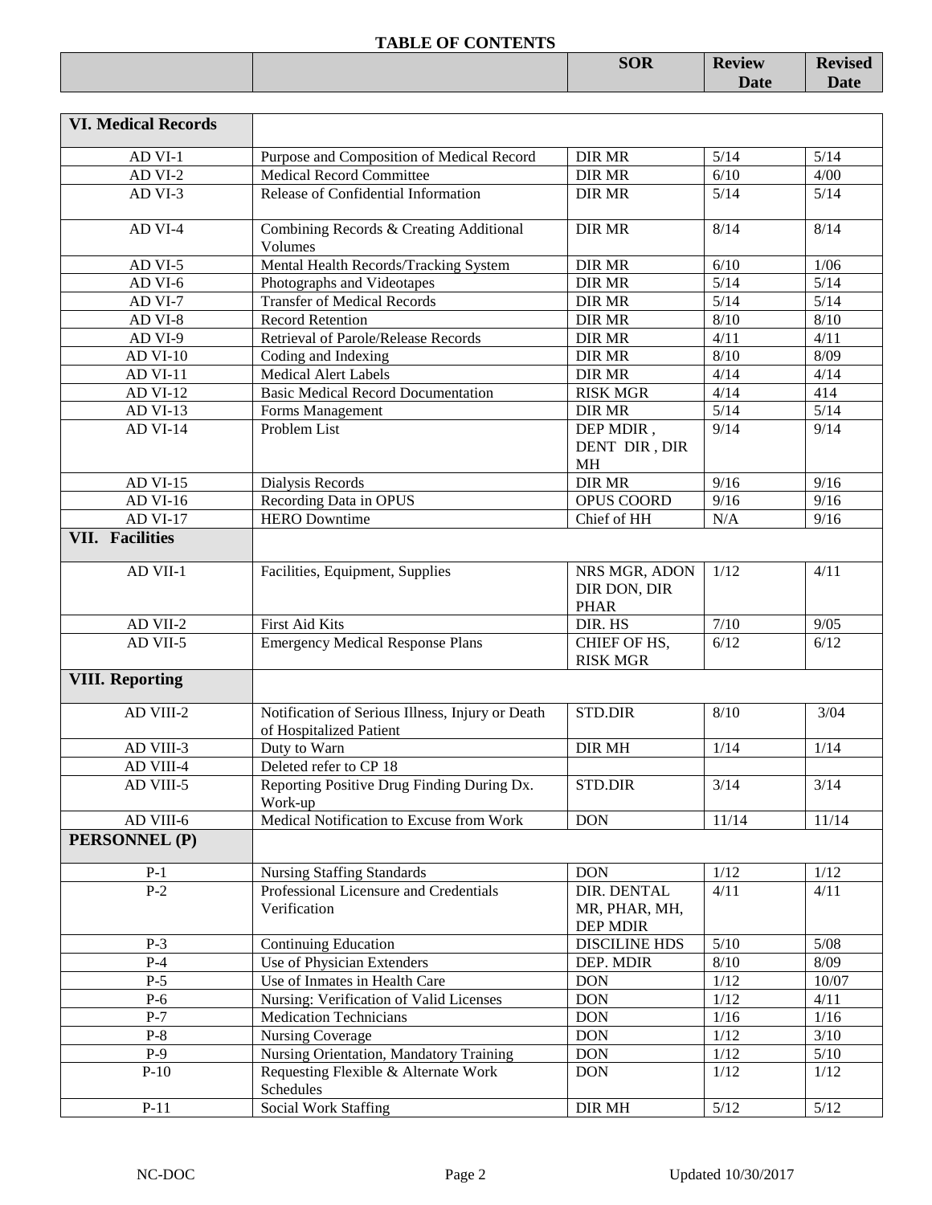**TABLE OF CONTENTS**

| | | SOR | Review Date | Revised Date |
|---|---|---|---|---|
| **VI. Medical Records** | | | | |
| AD VI-1 | Purpose and Composition of Medical Record | DIR MR | 5/14 | 5/14 |
| AD VI-2 | Medical Record Committee | DIR MR | 6/10 | 4/00 |
| AD VI-3 | Release of Confidential Information | DIR MR | 5/14 | 5/14 |
| AD VI-4 | Combining Records & Creating Additional Volumes | DIR MR | 8/14 | 8/14 |
| AD VI-5 | Mental Health Records/Tracking System | DIR MR | 6/10 | 1/06 |
| AD VI-6 | Photographs and Videotapes | DIR MR | 5/14 | 5/14 |
| AD VI-7 | Transfer of Medical Records | DIR MR | 5/14 | 5/14 |
| AD VI-8 | Record Retention | DIR MR | 8/10 | 8/10 |
| AD VI-9 | Retrieval of Parole/Release Records | DIR MR | 4/11 | 4/11 |
| AD VI-10 | Coding and Indexing | DIR MR | 8/10 | 8/09 |
| AD VI-11 | Medical Alert Labels | DIR MR | 4/14 | 4/14 |
| AD VI-12 | Basic Medical Record Documentation | RISK MGR | 4/14 | 414 |
| AD VI-13 | Forms Management | DIR MR | 5/14 | 5/14 |
| AD VI-14 | Problem List | DEP MDIR , DENT DIR , DIR MH | 9/14 | 9/14 |
| AD VI-15 | Dialysis Records | DIR MR | 9/16 | 9/16 |
| AD VI-16 | Recording Data in OPUS | OPUS COORD | 9/16 | 9/16 |
| AD VI-17 | HERO Downtime | Chief of HH | N/A | 9/16 |
| **VII. Facilities** | | | | |
| AD VII-1 | Facilities, Equipment, Supplies | NRS MGR, ADON DIR DON, DIR PHAR | 1/12 | 4/11 |
| AD VII-2 | First Aid Kits | DIR. HS | 7/10 | 9/05 |
| AD VII-5 | Emergency Medical Response Plans | CHIEF OF HS, RISK MGR | 6/12 | 6/12 |
| **VIII. Reporting** | | | | |
| AD VIII-2 | Notification of Serious Illness, Injury or Death of Hospitalized Patient | STD.DIR | 8/10 | 3/04 |
| AD VIII-3 | Duty to Warn | DIR MH | 1/14 | 1/14 |
| AD VIII-4 | Deleted refer to CP 18 | | | |
| AD VIII-5 | Reporting Positive Drug Finding During Dx. Work-up | STD.DIR | 3/14 | 3/14 |
| AD VIII-6 | Medical Notification to Excuse from Work | DON | 11/14 | 11/14 |
| **PERSONNEL (P)** | | | | |
| P-1 | Nursing Staffing Standards | DON | 1/12 | 1/12 |
| P-2 | Professional Licensure and Credentials Verification | DIR. DENTAL MR, PHAR, MH, DEP MDIR | 4/11 | 4/11 |
| P-3 | Continuing Education | DISCILINE HDS | 5/10 | 5/08 |
| P-4 | Use of Physician Extenders | DEP. MDIR | 8/10 | 8/09 |
| P-5 | Use of Inmates in Health Care | DON | 1/12 | 10/07 |
| P-6 | Nursing: Verification of Valid Licenses | DON | 1/12 | 4/11 |
| P-7 | Medication Technicians | DON | 1/16 | 1/16 |
| P-8 | Nursing Coverage | DON | 1/12 | 3/10 |
| P-9 | Nursing Orientation, Mandatory Training | DON | 1/12 | 5/10 |
| P-10 | Requesting Flexible & Alternate Work Schedules | DON | 1/12 | 1/12 |
| P-11 | Social Work Staffing | DIR MH | 5/12 | 5/12 |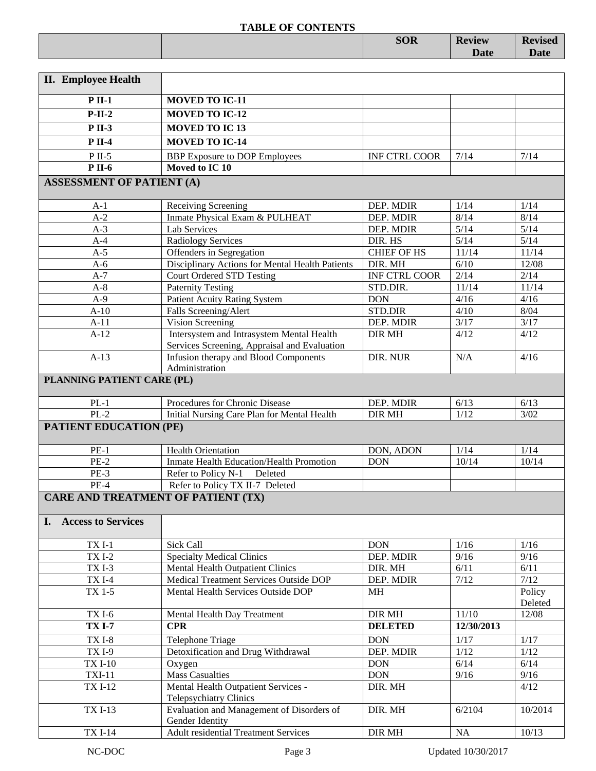# TABLE OF CONTENTS

| | | SOR | Review Date | Revised Date |
|---|---|---|---|---|
| **II. Employee Health** | | | | |
| **P II-1** | **MOVED TO IC-11** | | | |
| **P-II-2** | **MOVED TO IC-12** | | | |
| **P II-3** | **MOVED TO IC 13** | | | |
| **P II-4** | **MOVED TO IC-14** | | | |
| P II-5 | BBP Exposure to DOP Employees | INF CTRL COOR | 7/14 | 7/14 |
| **P II-6** | **Moved to IC 10** | | | |
| **ASSESSMENT OF PATIENT (A)** | | | | |
| A-1 | Receiving Screening | DEP. MDIR | 1/14 | 1/14 |
| A-2 | Inmate Physical Exam & PULHEAT | DEP. MDIR | 8/14 | 8/14 |
| A-3 | Lab Services | DEP. MDIR | 5/14 | 5/14 |
| A-4 | Radiology Services | DIR. HS | 5/14 | 5/14 |
| A-5 | Offenders in Segregation | CHIEF OF HS | 11/14 | 11/14 |
| A-6 | Disciplinary Actions for Mental Health Patients | DIR. MH | 6/10 | 12/08 |
| A-7 | Court Ordered STD Testing | INF CTRL COOR | 2/14 | 2/14 |
| A-8 | Paternity Testing | STD.DIR. | 11/14 | 11/14 |
| A-9 | Patient Acuity Rating System | DON | 4/16 | 4/16 |
| A-10 | Falls Screening/Alert | STD.DIR | 4/10 | 8/04 |
| A-11 | Vision Screening | DEP. MDIR | 3/17 | 3/17 |
| A-12 | Intersystem and Intrasystem Mental Health Services Screening, Appraisal and Evaluation | DIR MH | 4/12 | 4/12 |
| A-13 | Infusion therapy and Blood Components Administration | DIR. NUR | N/A | 4/16 |
| **PLANNING PATIENT CARE (PL)** | | | | |
| PL-1 | Procedures for Chronic Disease | DEP. MDIR | 6/13 | 6/13 |
| PL-2 | Initial Nursing Care Plan for Mental Health | DIR MH | 1/12 | 3/02 |
| **PATIENT EDUCATION (PE)** | | | | |
| PE-1 | Health Orientation | DON, ADON | 1/14 | 1/14 |
| PE-2 | Inmate Health Education/Health Promotion | DON | 10/14 | 10/14 |
| PE-3 | Refer to Policy N-1 Deleted | | | |
| PE-4 | Refer to Policy TX II-7 Deleted | | | |
| **CARE AND TREATMENT OF PATIENT (TX)** | | | | |
| **I. Access to Services** | | | | |
| TX I-1 | Sick Call | DON | 1/16 | 1/16 |
| TX I-2 | Specialty Medical Clinics | DEP. MDIR | 9/16 | 9/16 |
| TX I-3 | Mental Health Outpatient Clinics | DIR. MH | 6/11 | 6/11 |
| TX I-4 | Medical Treatment Services Outside DOP | DEP. MDIR | 7/12 | 7/12 |
| TX 1-5 | Mental Health Services Outside DOP | MH | | Policy Deleted |
| TX I-6 | Mental Health Day Treatment | DIR MH | 11/10 | 12/08 |
| **TX I-7** | **CPR** | **DELETED** | **12/30/2013** | |
| TX I-8 | Telephone Triage | DON | 1/17 | 1/17 |
| TX I-9 | Detoxification and Drug Withdrawal | DEP. MDIR | 1/12 | 1/12 |
| TX I-10 | Oxygen | DON | 6/14 | 6/14 |
| TXI-11 | Mass Casualties | DON | 9/16 | 9/16 |
| TX I-12 | Mental Health Outpatient Services - Telepsychiatry Clinics | DIR. MH | | 4/12 |
| TX I-13 | Evaluation and Management of Disorders of Gender Identity | DIR. MH | 6/2104 | 10/2014 |
| TX I-14 | Adult residential Treatment Services | DIR MH | NA | 10/13 |

NC-DOC Updated 10/30/2017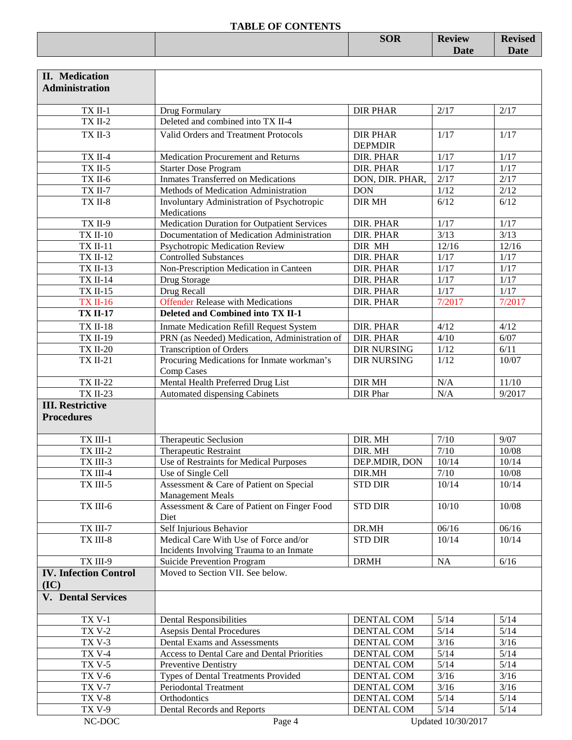## TABLE OF CONTENTS

| | | SOR | Review Date | Revised Date |
|---|---|---|---|---|
| **II. Medication Administration** | | | | |
| TX II-1 | Drug Formulary | DIR PHAR | 2/17 | 2/17 |
| TX II-2 | Deleted and combined into TX II-4 | | | |
| TX II-3 | Valid Orders and Treatment Protocols | DIR PHAR DEPMDIR | 1/17 | 1/17 |
| TX II-4 | Medication Procurement and Returns | DIR. PHAR | 1/17 | 1/17 |
| TX II-5 | Starter Dose Program | DIR. PHAR | 1/17 | 1/17 |
| TX II-6 | Inmates Transferred on Medications | DON, DIR. PHAR, | 2/17 | 2/17 |
| TX II-7 | Methods of Medication Administration | DON | 1/12 | 2/12 |
| TX II-8 | Involuntary Administration of Psychotropic Medications | DIR MH | 6/12 | 6/12 |
| TX II-9 | Medication Duration for Outpatient Services | DIR. PHAR | 1/17 | 1/17 |
| TX II-10 | Documentation of Medication Administration | DIR. PHAR | 3/13 | 3/13 |
| TX II-11 | Psychotropic Medication Review | DIR MH | 12/16 | 12/16 |
| TX II-12 | Controlled Substances | DIR. PHAR | 1/17 | 1/17 |
| TX II-13 | Non-Prescription Medication in Canteen | DIR. PHAR | 1/17 | 1/17 |
| TX II-14 | Drug Storage | DIR. PHAR | 1/17 | 1/17 |
| TX II-15 | Drug Recall | DIR. PHAR | 1/17 | 1/17 |
| TX II-16 | Offender Release with Medications | DIR. PHAR | 7/2017 | 7/2017 |
| **TX II-17** | **Deleted and Combined into TX II-1** | | | |
| TX II-18 | Inmate Medication Refill Request System | DIR. PHAR | 4/12 | 4/12 |
| TX II-19 | PRN (as Needed) Medication, Administration of | DIR. PHAR | 4/10 | 6/07 |
| TX II-20 | Transcription of Orders | DIR NURSING | 1/12 | 6/11 |
| TX II-21 | Procuring Medications for Inmate workman's Comp Cases | DIR NURSING | 1/12 | 10/07 |
| TX II-22 | Mental Health Preferred Drug List | DIR MH | N/A | 11/10 |
| TX II-23 | Automated dispensing Cabinets | DIR Phar | N/A | 9/2017 |
| **III. Restrictive Procedures** | | | | |
| TX III-1 | Therapeutic Seclusion | DIR. MH | 7/10 | 9/07 |
| TX III-2 | Therapeutic Restraint | DIR. MH | 7/10 | 10/08 |
| TX III-3 | Use of Restraints for Medical Purposes | DEP.MDIR, DON | 10/14 | 10/14 |
| TX III-4 | Use of Single Cell | DIR.MH | 7/10 | 10/08 |
| TX III-5 | Assessment & Care of Patient on Special Management Meals | STD DIR | 10/14 | 10/14 |
| TX III-6 | Assessment & Care of Patient on Finger Food Diet | STD DIR | 10/10 | 10/08 |
| TX III-7 | Self Injurious Behavior | DR.MH | 06/16 | 06/16 |
| TX III-8 | Medical Care With Use of Force and/or Incidents Involving Trauma to an Inmate | STD DIR | 10/14 | 10/14 |
| TX III-9 | Suicide Prevention Program | DRMH | NA | 6/16 |
| **IV. Infection Control (IC)** | Moved to Section VII. See below. | | | |
| **V. Dental Services** | | | | |
| TX V-1 | Dental Responsibilities | DENTAL COM | 5/14 | 5/14 |
| TX V-2 | Asepsis Dental Procedures | DENTAL COM | 5/14 | 5/14 |
| TX V-3 | Dental Exams and Assessments | DENTAL COM | 3/16 | 3/16 |
| TX V-4 | Access to Dental Care and Dental Priorities | DENTAL COM | 5/14 | 5/14 |
| TX V-5 | Preventive Dentistry | DENTAL COM | 5/14 | 5/14 |
| TX V-6 | Types of Dental Treatments Provided | DENTAL COM | 3/16 | 3/16 |
| TX V-7 | Periodontal Treatment | DENTAL COM | 3/16 | 3/16 |
| TX V-8 | Orthodontics | DENTAL COM | 5/14 | 5/14 |
| TX V-9 | Dental Records and Reports | DENTAL COM | 5/14 | 5/14 |

NC-DOC Updated 10/30/2017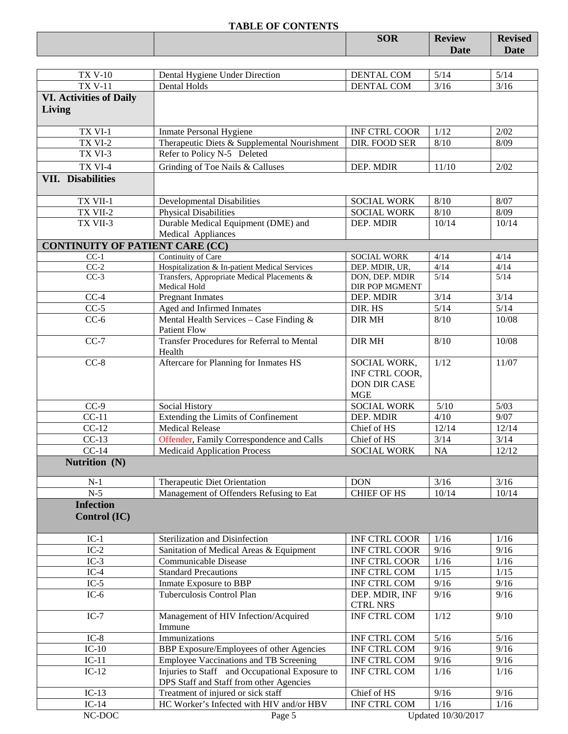**TABLE OF CONTENTS**

| | | SOR | Review Date | Revised Date |
|---|---|---|---|---|
| TX V-10 | Dental Hygiene Under Direction | DENTAL COM | 5/14 | 5/14 |
| TX V-11 | Dental Holds | DENTAL COM | 3/16 | 3/16 |
| **VI. Activities of Daily Living** | | | | |
| TX VI-1 | Inmate Personal Hygiene | INF CTRL COOR | 1/12 | 2/02 |
| TX VI-2 | Therapeutic Diets & Supplemental Nourishment | DIR. FOOD SER | 8/10 | 8/09 |
| TX VI-3 | Refer to Policy N-5 Deleted | | | |
| TX VI-4 | Grinding of Toe Nails & Calluses | DEP. MDIR | 11/10 | 2/02 |
| **VII. Disabilities** | | | | |
| TX VII-1 | Developmental Disabilities | SOCIAL WORK | 8/10 | 8/07 |
| TX VII-2 | Physical Disabilities | SOCIAL WORK | 8/10 | 8/09 |
| TX VII-3 | Durable Medical Equipment (DME) and Medical Appliances | DEP. MDIR | 10/14 | 10/14 |
| **CONTINUITY OF PATIENT CARE (CC)** | | | | |
| CC-1 | Continuity of Care | SOCIAL WORK | 4/14 | 4/14 |
| CC-2 | Hospitalization & In-patient Medical Services | DEP. MDIR, UR, | 4/14 | 4/14 |
| CC-3 | Transfers, Appropriate Medical Placements & Medical Hold | DON, DEP. MDIR DIR POP MGMENT | 5/14 | 5/14 |
| CC-4 | Pregnant Inmates | DEP. MDIR | 3/14 | 3/14 |
| CC-5 | Aged and Infirmed Inmates | DIR. HS | 5/14 | 5/14 |
| CC-6 | Mental Health Services – Case Finding & Patient Flow | DIR MH | 8/10 | 10/08 |
| CC-7 | Transfer Procedures for Referral to Mental Health | DIR MH | 8/10 | 10/08 |
| CC-8 | Aftercare for Planning for Inmates HS | SOCIAL WORK, INF CTRL COOR, DON DIR CASE MGE | 1/12 | 11/07 |
| CC-9 | Social History | SOCIAL WORK | 5/10 | 5/03 |
| CC-11 | Extending the Limits of Confinement | DEP. MDIR | 4/10 | 9/07 |
| CC-12 | Medical Release | Chief of HS | 12/14 | 12/14 |
| CC-13 | Offender, Family Correspondence and Calls | Chief of HS | 3/14 | 3/14 |
| CC-14 | Medicaid Application Process | SOCIAL WORK | NA | 12/12 |
| **Nutrition (N)** | | | | |
| N-1 | Therapeutic Diet Orientation | DON | 3/16 | 3/16 |
| N-5 | Management of Offenders Refusing to Eat | CHIEF OF HS | 10/14 | 10/14 |
| **Infection Control (IC)** | | | | |
| IC-1 | Sterilization and Disinfection | INF CTRL COOR | 1/16 | 1/16 |
| IC-2 | Sanitation of Medical Areas & Equipment | INF CTRL COOR | 9/16 | 9/16 |
| IC-3 | Communicable Disease | INF CTRL COOR | 1/16 | 1/16 |
| IC-4 | Standard Precautions | INF CTRL COM | 1/15 | 1/15 |
| IC-5 | Inmate Exposure to BBP | INF CTRL COM | 9/16 | 9/16 |
| IC-6 | Tuberculosis Control Plan | DEP. MDIR, INF CTRL NRS | 9/16 | 9/16 |
| IC-7 | Management of HIV Infection/Acquired Immune | INF CTRL COM | 1/12 | 9/10 |
| IC-8 | Immunizations | INF CTRL COM | 5/16 | 5/16 |
| IC-10 | BBP Exposure/Employees of other Agencies | INF CTRL COM | 9/16 | 9/16 |
| IC-11 | Employee Vaccinations and TB Screening | INF CTRL COM | 9/16 | 9/16 |
| IC-12 | Injuries to Staff and Occupational Exposure to DPS Staff and Staff from other Agencies | INF CTRL COM | 1/16 | 1/16 |
| IC-13 | Treatment of injured or sick staff | Chief of HS | 9/16 | 9/16 |
| IC-14 | HC Worker's Infected with HIV and/or HBV | INF CTRL COM | 1/16 | 1/16 |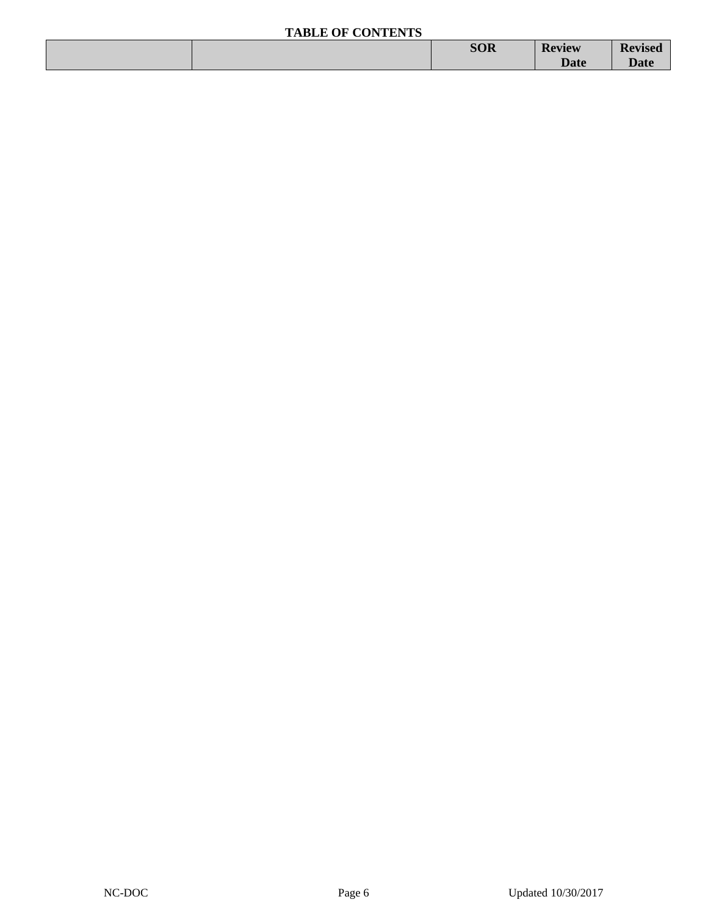**TABLE OF CONTENTS**

| | | SOR | Review Date | Revised Date |
|---|---|---|---|---|